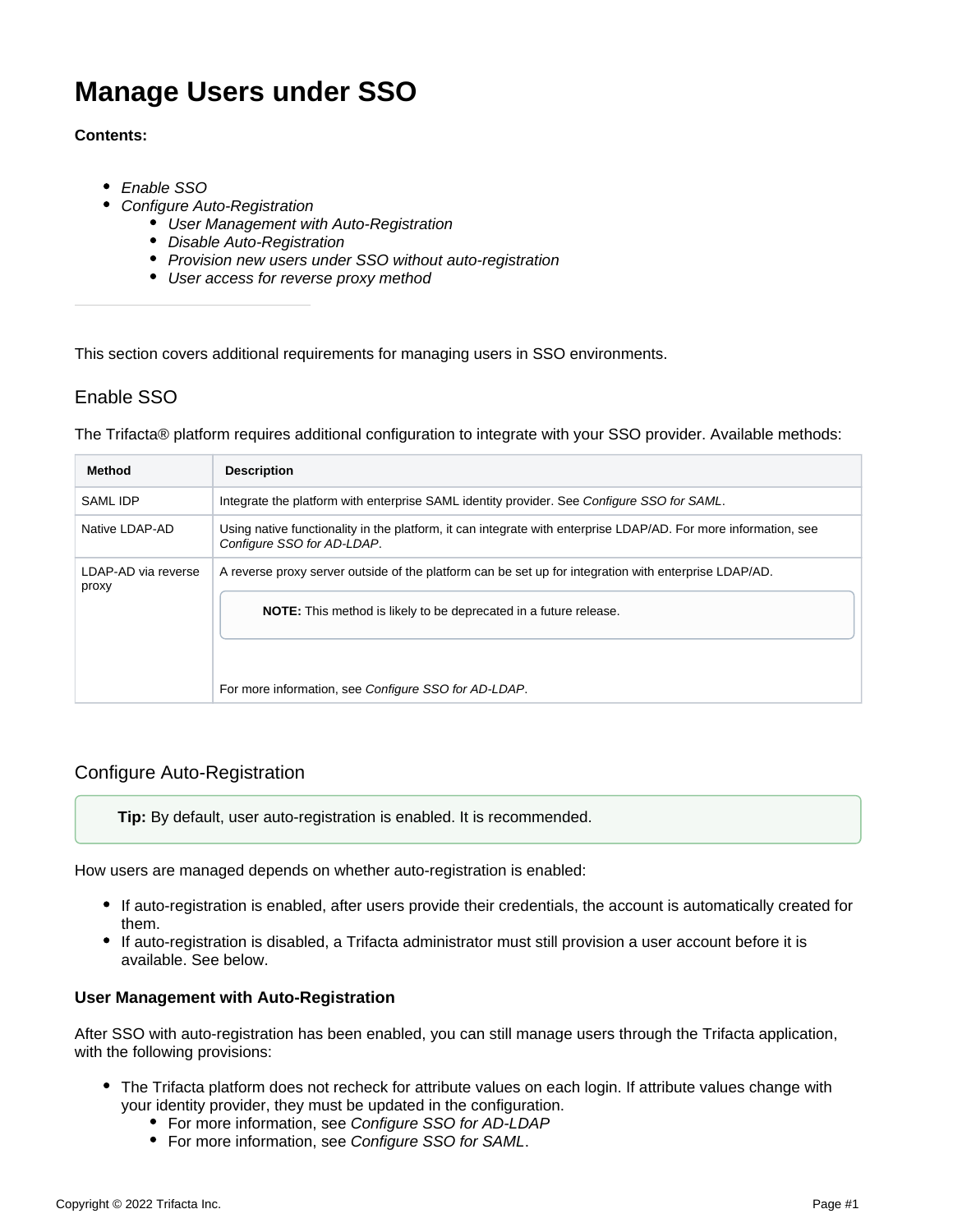# Manage Users under SSO

**Contents:**

- *Enable SSO*
- *Configure Auto-Registration*
    - *User Management with Auto-Registration*
    - *Disable Auto-Registration*
    - *Provision new users under SSO without auto-registration*
    - *User access for reverse proxy method*

---

This section covers additional requirements for managing users in SSO environments.

## Enable SSO

The Trifacta® platform requires additional configuration to integrate with your SSO provider. Available methods:

| Method | Description |
|---|---|
| SAML IDP | Integrate the platform with enterprise SAML identity provider. See *Configure SSO for SAML*. |
| Native LDAP-AD | Using native functionality in the platform, it can integrate with enterprise LDAP/AD. For more information, see *Configure SSO for AD-LDAP*. |
| LDAP-AD via reverse proxy | A reverse proxy server outside of the platform can be set up for integration with enterprise LDAP/AD. **NOTE:** This method is likely to be deprecated in a future release. For more information, see *Configure SSO for AD-LDAP*. |

## Configure Auto-Registration

> **Tip:** By default, user auto-registration is enabled. It is recommended.

How users are managed depends on whether auto-registration is enabled:

- If auto-registration is enabled, after users provide their credentials, the account is automatically created for them.
- If auto-registration is disabled, a Trifacta administrator must still provision a user account before it is available. See below.

### User Management with Auto-Registration

After SSO with auto-registration has been enabled, you can still manage users through the Trifacta application, with the following provisions:

- The Trifacta platform does not recheck for attribute values on each login. If attribute values change with your identity provider, they must be updated in the configuration.
    - For more information, see *Configure SSO for AD-LDAP*
    - For more information, see *Configure SSO for SAML*.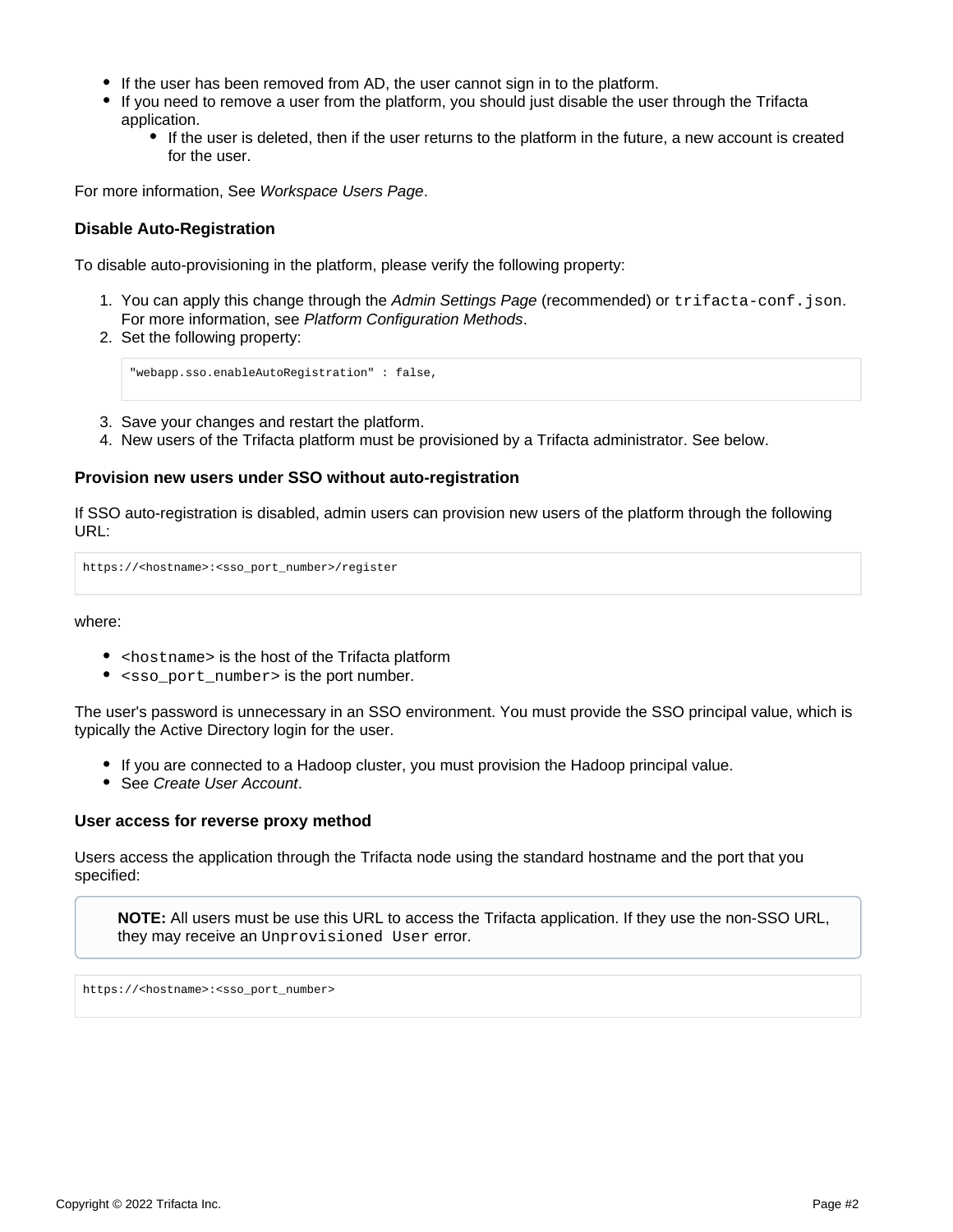- If the user has been removed from AD, the user cannot sign in to the platform.
- If you need to remove a user from the platform, you should just disable the user through the Trifacta application.
  - If the user is deleted, then if the user returns to the platform in the future, a new account is created for the user.

For more information, See *Workspace Users Page*.

### Disable Auto-Registration

To disable auto-provisioning in the platform, please verify the following property:

1. You can apply this change through the *Admin Settings Page* (recommended) or `trifacta-conf.json`. For more information, see *Platform Configuration Methods*.
2. Set the following property:

   ```
   "webapp.sso.enableAutoRegistration" : false,
   ```

3. Save your changes and restart the platform.
4. New users of the Trifacta platform must be provisioned by a Trifacta administrator. See below.

### Provision new users under SSO without auto-registration

If SSO auto-registration is disabled, admin users can provision new users of the platform through the following URL:

```
https://<hostname>:<sso_port_number>/register
```

where:

- `<hostname>` is the host of the Trifacta platform
- `<sso_port_number>` is the port number.

The user's password is unnecessary in an SSO environment. You must provide the SSO principal value, which is typically the Active Directory login for the user.

- If you are connected to a Hadoop cluster, you must provision the Hadoop principal value.
- See *Create User Account*.

### User access for reverse proxy method

Users access the application through the Trifacta node using the standard hostname and the port that you specified:

> **NOTE:** All users must be use this URL to access the Trifacta application. If they use the non-SSO URL, they may receive an `Unprovisioned User` error.

```
https://<hostname>:<sso_port_number>
```